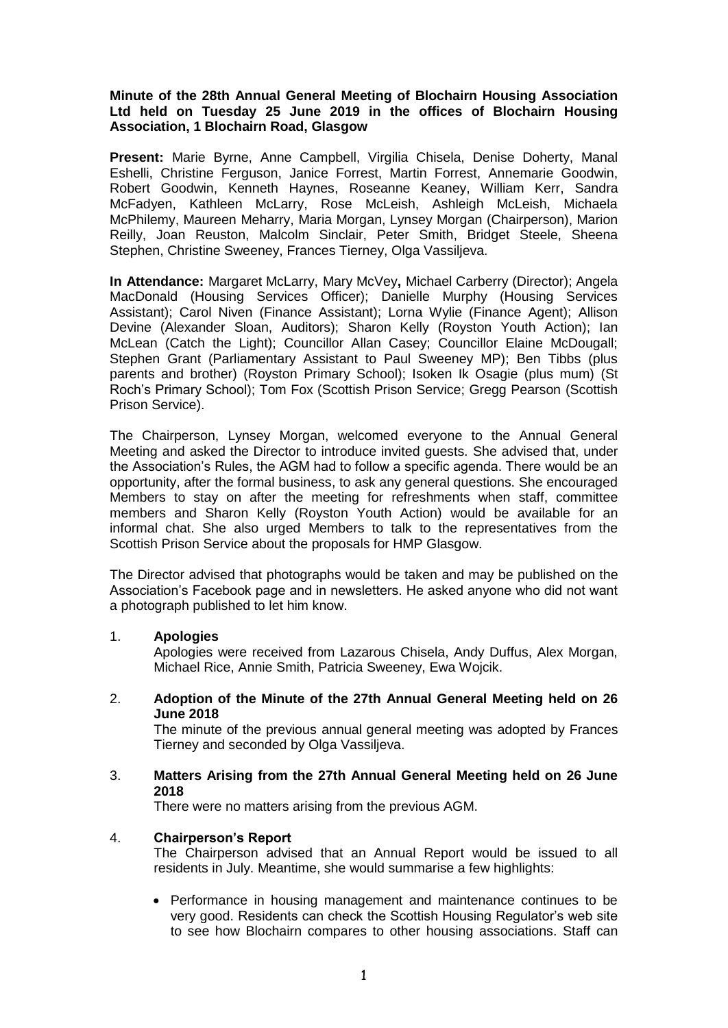**Minute of the 28th Annual General Meeting of Blochairn Housing Association Ltd held on Tuesday 25 June 2019 in the offices of Blochairn Housing Association, 1 Blochairn Road, Glasgow**

**Present:** Marie Byrne, Anne Campbell, Virgilia Chisela, Denise Doherty, Manal Eshelli, Christine Ferguson, Janice Forrest, Martin Forrest, Annemarie Goodwin, Robert Goodwin, Kenneth Haynes, Roseanne Keaney, William Kerr, Sandra McFadyen, Kathleen McLarry, Rose McLeish, Ashleigh McLeish, Michaela McPhilemy, Maureen Meharry, Maria Morgan, Lynsey Morgan (Chairperson), Marion Reilly, Joan Reuston, Malcolm Sinclair, Peter Smith, Bridget Steele, Sheena Stephen, Christine Sweeney, Frances Tierney, Olga Vassiljeva.

**In Attendance:** Margaret McLarry, Mary McVey**,** Michael Carberry (Director); Angela MacDonald (Housing Services Officer); Danielle Murphy (Housing Services Assistant); Carol Niven (Finance Assistant); Lorna Wylie (Finance Agent); Allison Devine (Alexander Sloan, Auditors); Sharon Kelly (Royston Youth Action); Ian McLean (Catch the Light); Councillor Allan Casey; Councillor Elaine McDougall; Stephen Grant (Parliamentary Assistant to Paul Sweeney MP); Ben Tibbs (plus parents and brother) (Royston Primary School); Isoken Ik Osagie (plus mum) (St Roch's Primary School); Tom Fox (Scottish Prison Service; Gregg Pearson (Scottish Prison Service).

The Chairperson, Lynsey Morgan, welcomed everyone to the Annual General Meeting and asked the Director to introduce invited guests. She advised that, under the Association's Rules, the AGM had to follow a specific agenda. There would be an opportunity, after the formal business, to ask any general questions. She encouraged Members to stay on after the meeting for refreshments when staff, committee members and Sharon Kelly (Royston Youth Action) would be available for an informal chat. She also urged Members to talk to the representatives from the Scottish Prison Service about the proposals for HMP Glasgow.

The Director advised that photographs would be taken and may be published on the Association's Facebook page and in newsletters. He asked anyone who did not want a photograph published to let him know.

1. **Apologies**

   Apologies were received from Lazarous Chisela, Andy Duffus, Alex Morgan, Michael Rice, Annie Smith, Patricia Sweeney, Ewa Wojcik.

2. **Adoption of the Minute of the 27th Annual General Meeting held on 26 June 2018**

   The minute of the previous annual general meeting was adopted by Frances Tierney and seconded by Olga Vassiljeva.

3. **Matters Arising from the 27th Annual General Meeting held on 26 June 2018**

   There were no matters arising from the previous AGM.

4. **Chairperson's Report**

   The Chairperson advised that an Annual Report would be issued to all residents in July. Meantime, she would summarise a few highlights:

   - Performance in housing management and maintenance continues to be very good. Residents can check the Scottish Housing Regulator's web site to see how Blochairn compares to other housing associations. Staff can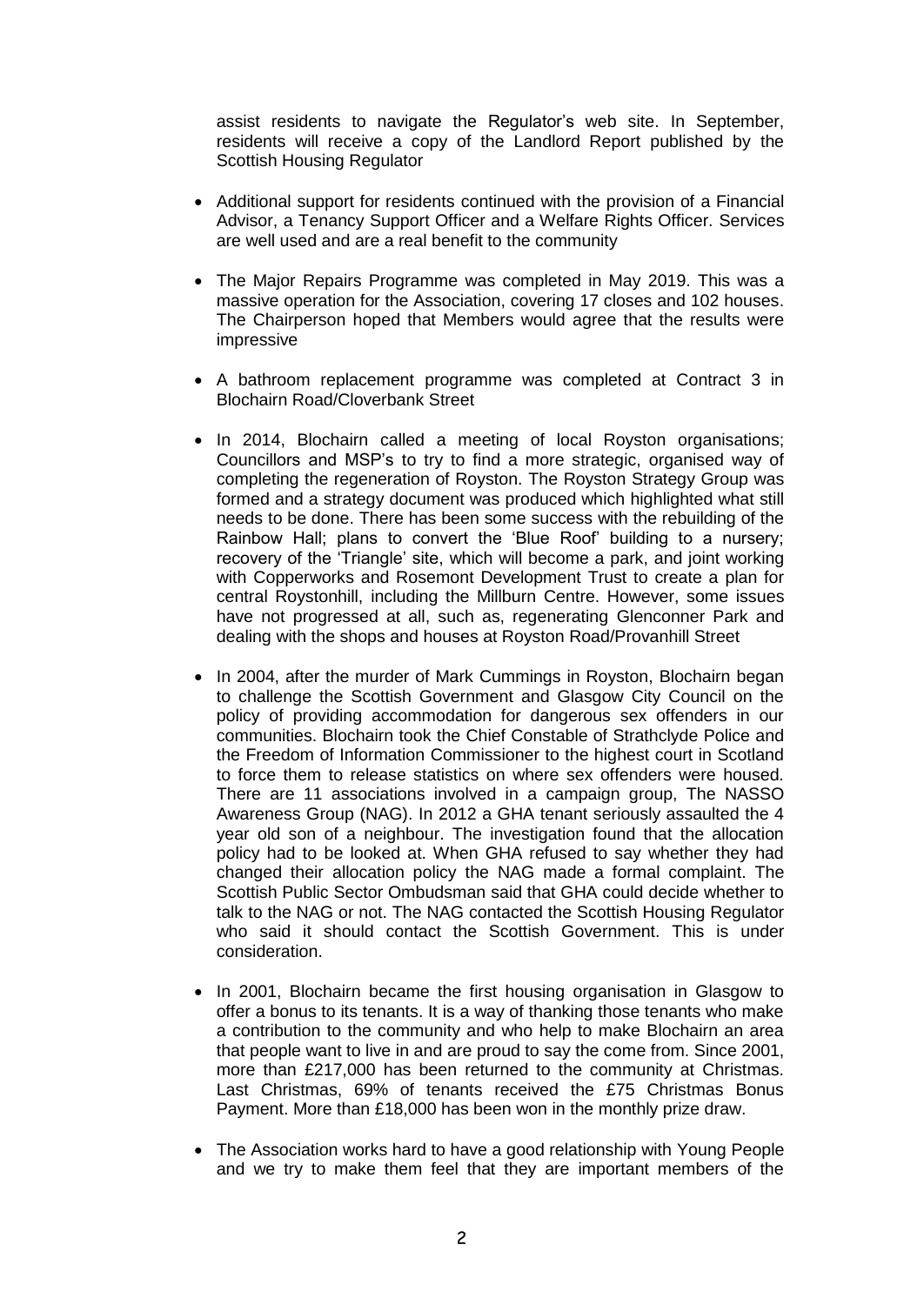assist residents to navigate the Regulator's web site. In September, residents will receive a copy of the Landlord Report published by the Scottish Housing Regulator

- Additional support for residents continued with the provision of a Financial Advisor, a Tenancy Support Officer and a Welfare Rights Officer. Services are well used and are a real benefit to the community

- The Major Repairs Programme was completed in May 2019. This was a massive operation for the Association, covering 17 closes and 102 houses. The Chairperson hoped that Members would agree that the results were impressive

- A bathroom replacement programme was completed at Contract 3 in Blochairn Road/Cloverbank Street

- In 2014, Blochairn called a meeting of local Royston organisations; Councillors and MSP's to try to find a more strategic, organised way of completing the regeneration of Royston. The Royston Strategy Group was formed and a strategy document was produced which highlighted what still needs to be done. There has been some success with the rebuilding of the Rainbow Hall; plans to convert the 'Blue Roof' building to a nursery; recovery of the 'Triangle' site, which will become a park, and joint working with Copperworks and Rosemont Development Trust to create a plan for central Roystonhill, including the Millburn Centre. However, some issues have not progressed at all, such as, regenerating Glenconner Park and dealing with the shops and houses at Royston Road/Provanhill Street

- In 2004, after the murder of Mark Cummings in Royston, Blochairn began to challenge the Scottish Government and Glasgow City Council on the policy of providing accommodation for dangerous sex offenders in our communities. Blochairn took the Chief Constable of Strathclyde Police and the Freedom of Information Commissioner to the highest court in Scotland to force them to release statistics on where sex offenders were housed. There are 11 associations involved in a campaign group, The NASSO Awareness Group (NAG). In 2012 a GHA tenant seriously assaulted the 4 year old son of a neighbour. The investigation found that the allocation policy had to be looked at. When GHA refused to say whether they had changed their allocation policy the NAG made a formal complaint. The Scottish Public Sector Ombudsman said that GHA could decide whether to talk to the NAG or not. The NAG contacted the Scottish Housing Regulator who said it should contact the Scottish Government. This is under consideration.

- In 2001, Blochairn became the first housing organisation in Glasgow to offer a bonus to its tenants. It is a way of thanking those tenants who make a contribution to the community and who help to make Blochairn an area that people want to live in and are proud to say the come from. Since 2001, more than £217,000 has been returned to the community at Christmas. Last Christmas, 69% of tenants received the £75 Christmas Bonus Payment. More than £18,000 has been won in the monthly prize draw.

- The Association works hard to have a good relationship with Young People and we try to make them feel that they are important members of the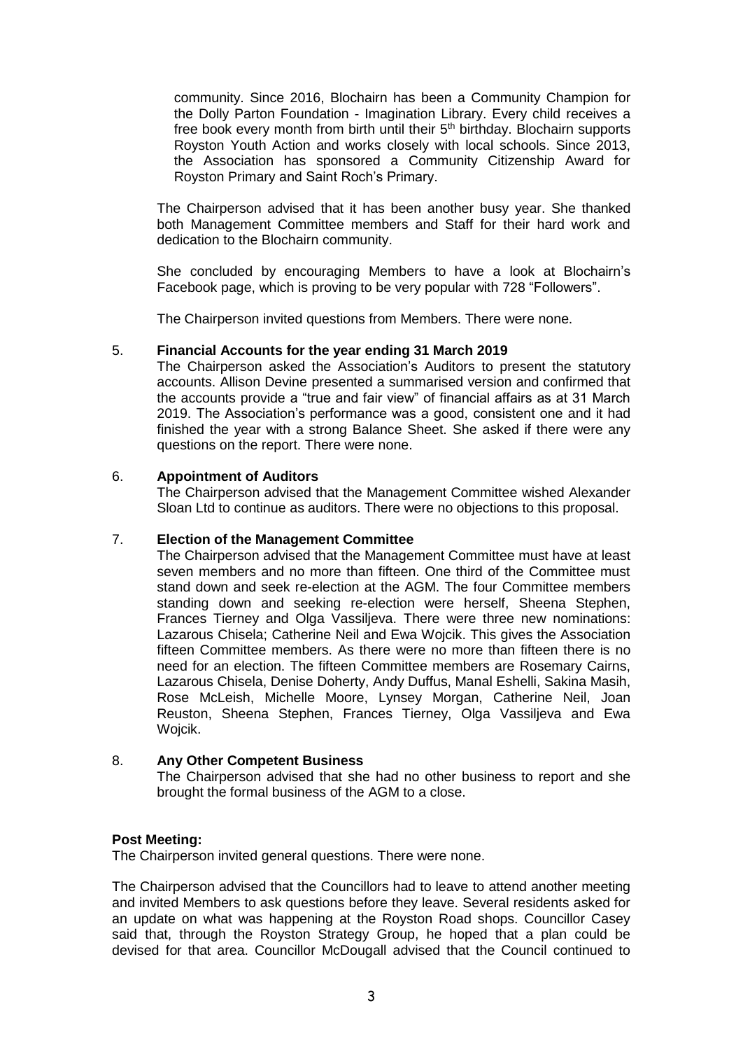community. Since 2016, Blochairn has been a Community Champion for the Dolly Parton Foundation - Imagination Library. Every child receives a free book every month from birth until their 5th birthday. Blochairn supports Royston Youth Action and works closely with local schools. Since 2013, the Association has sponsored a Community Citizenship Award for Royston Primary and Saint Roch's Primary.

The Chairperson advised that it has been another busy year. She thanked both Management Committee members and Staff for their hard work and dedication to the Blochairn community.

She concluded by encouraging Members to have a look at Blochairn's Facebook page, which is proving to be very popular with 728 "Followers".

The Chairperson invited questions from Members. There were none.

5. **Financial Accounts for the year ending 31 March 2019**

The Chairperson asked the Association's Auditors to present the statutory accounts. Allison Devine presented a summarised version and confirmed that the accounts provide a "true and fair view" of financial affairs as at 31 March 2019. The Association's performance was a good, consistent one and it had finished the year with a strong Balance Sheet. She asked if there were any questions on the report. There were none.

6. **Appointment of Auditors**

The Chairperson advised that the Management Committee wished Alexander Sloan Ltd to continue as auditors. There were no objections to this proposal.

7. **Election of the Management Committee**

The Chairperson advised that the Management Committee must have at least seven members and no more than fifteen. One third of the Committee must stand down and seek re-election at the AGM. The four Committee members standing down and seeking re-election were herself, Sheena Stephen, Frances Tierney and Olga Vassiljeva. There were three new nominations: Lazarous Chisela; Catherine Neil and Ewa Wojcik. This gives the Association fifteen Committee members. As there were no more than fifteen there is no need for an election. The fifteen Committee members are Rosemary Cairns, Lazarous Chisela, Denise Doherty, Andy Duffus, Manal Eshelli, Sakina Masih, Rose McLeish, Michelle Moore, Lynsey Morgan, Catherine Neil, Joan Reuston, Sheena Stephen, Frances Tierney, Olga Vassiljeva and Ewa Wojcik.

8. **Any Other Competent Business**

The Chairperson advised that she had no other business to report and she brought the formal business of the AGM to a close.

**Post Meeting:**

The Chairperson invited general questions. There were none.

The Chairperson advised that the Councillors had to leave to attend another meeting and invited Members to ask questions before they leave. Several residents asked for an update on what was happening at the Royston Road shops. Councillor Casey said that, through the Royston Strategy Group, he hoped that a plan could be devised for that area. Councillor McDougall advised that the Council continued to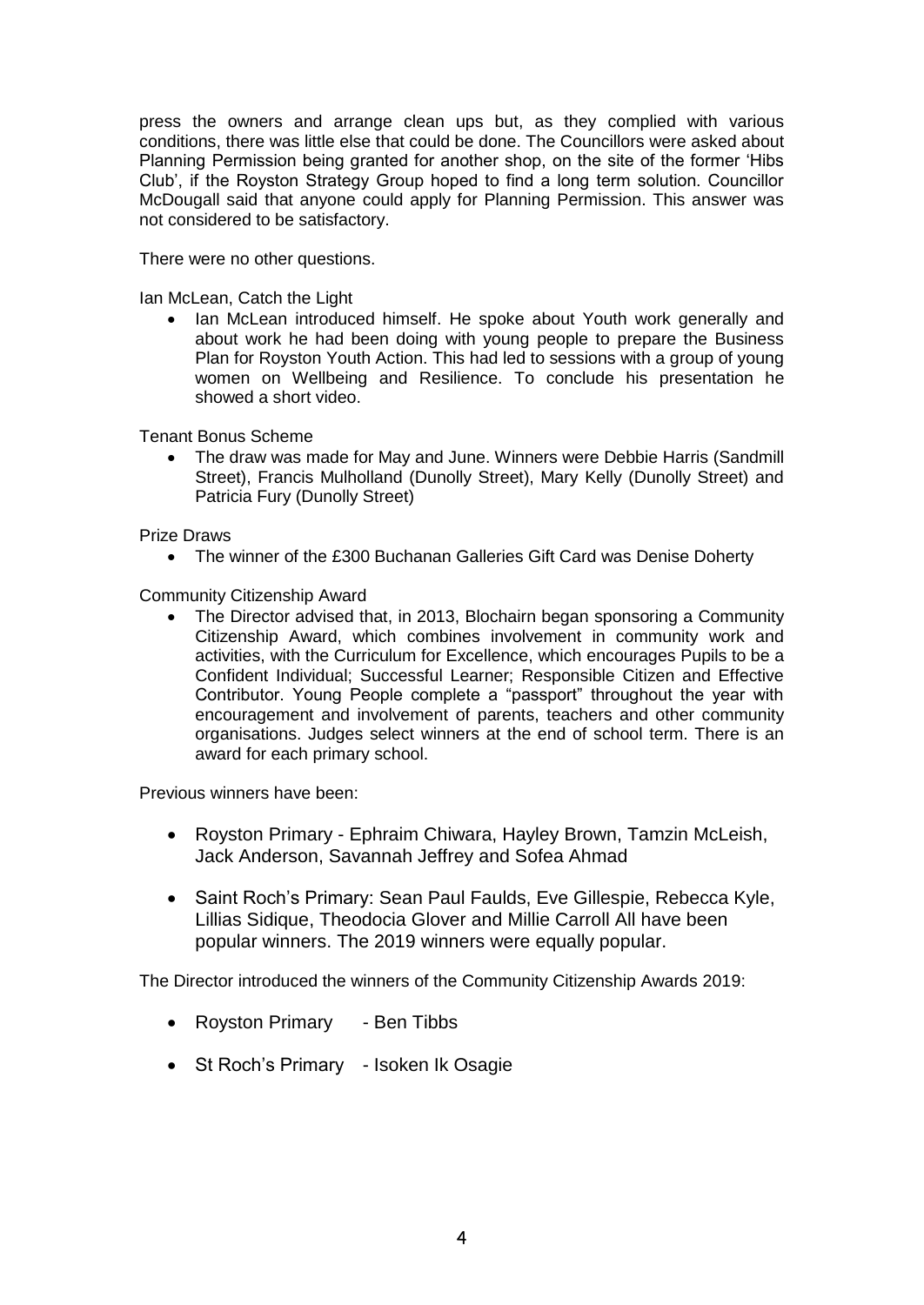press the owners and arrange clean ups but, as they complied with various conditions, there was little else that could be done. The Councillors were asked about Planning Permission being granted for another shop, on the site of the former 'Hibs Club', if the Royston Strategy Group hoped to find a long term solution. Councillor McDougall said that anyone could apply for Planning Permission. This answer was not considered to be satisfactory.

There were no other questions.

Ian McLean, Catch the Light

- Ian McLean introduced himself. He spoke about Youth work generally and about work he had been doing with young people to prepare the Business Plan for Royston Youth Action. This had led to sessions with a group of young women on Wellbeing and Resilience. To conclude his presentation he showed a short video.

Tenant Bonus Scheme

- The draw was made for May and June. Winners were Debbie Harris (Sandmill Street), Francis Mulholland (Dunolly Street), Mary Kelly (Dunolly Street) and Patricia Fury (Dunolly Street)

Prize Draws

- The winner of the £300 Buchanan Galleries Gift Card was Denise Doherty

Community Citizenship Award

- The Director advised that, in 2013, Blochairn began sponsoring a Community Citizenship Award, which combines involvement in community work and activities, with the Curriculum for Excellence, which encourages Pupils to be a Confident Individual; Successful Learner; Responsible Citizen and Effective Contributor. Young People complete a "passport" throughout the year with encouragement and involvement of parents, teachers and other community organisations. Judges select winners at the end of school term. There is an award for each primary school.

Previous winners have been:

- Royston Primary - Ephraim Chiwara, Hayley Brown, Tamzin McLeish, Jack Anderson, Savannah Jeffrey and Sofea Ahmad
- Saint Roch's Primary: Sean Paul Faulds, Eve Gillespie, Rebecca Kyle, Lillias Sidique, Theodocia Glover and Millie Carroll All have been popular winners. The 2019 winners were equally popular.

The Director introduced the winners of the Community Citizenship Awards 2019:

- Royston Primary - Ben Tibbs
- St Roch's Primary - Isoken Ik Osagie